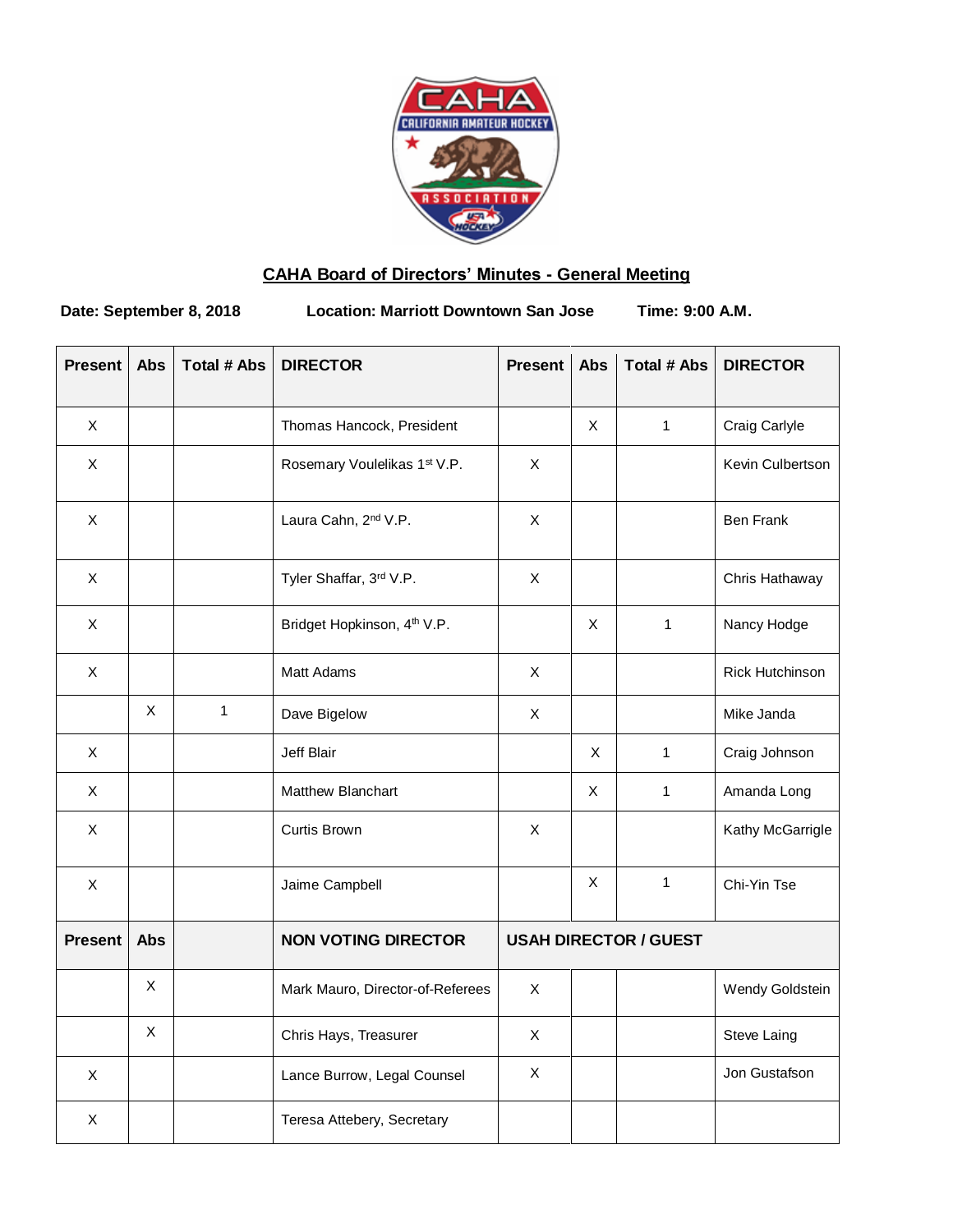## CAHA Board of Directors' Minutes - General Meeting

**Date: September 8, 2018** **Location: Marriott Downtown San Jose** **Time: 9:00 A.M.**

| Present | Abs | Total # Abs | DIRECTOR | Present | Abs | Total # Abs | DIRECTOR |
|---|---|---|---|---|---|---|---|
| X | | | Thomas Hancock, President | | X | 1 | Craig Carlyle |
| X | | | Rosemary Voulelikas 1st V.P. | X | | | Kevin Culbertson |
| X | | | Laura Cahn, 2nd V.P. | X | | | Ben Frank |
| X | | | Tyler Shaffar, 3rd V.P. | X | | | Chris Hathaway |
| X | | | Bridget Hopkinson, 4th V.P. | | X | 1 | Nancy Hodge |
| X | | | Matt Adams | X | | | Rick Hutchinson |
| | X | 1 | Dave Bigelow | X | | | Mike Janda |
| X | | | Jeff Blair | | X | 1 | Craig Johnson |
| X | | | Matthew Blanchart | | X | 1 | Amanda Long |
| X | | | Curtis Brown | X | | | Kathy McGarrigle |
| X | | | Jaime Campbell | | X | 1 | Chi-Yin Tse |
| **Present** | **Abs** | | **NON VOTING DIRECTOR** | **USAH DIRECTOR / GUEST** | | | |
| | X | | Mark Mauro, Director-of-Referees | X | | | Wendy Goldstein |
| | X | | Chris Hays, Treasurer | X | | | Steve Laing |
| X | | | Lance Burrow, Legal Counsel | X | | | Jon Gustafson |
| X | | | Teresa Attebery, Secretary | | | | |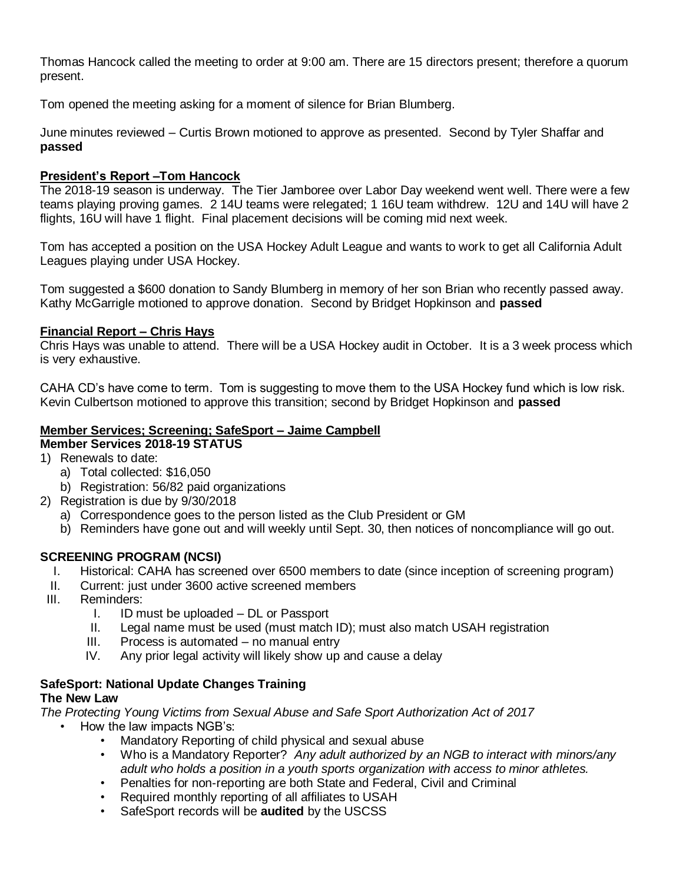Thomas Hancock called the meeting to order at 9:00 am. There are 15 directors present; therefore a quorum present.

Tom opened the meeting asking for a moment of silence for Brian Blumberg.

June minutes reviewed – Curtis Brown motioned to approve as presented. Second by Tyler Shaffar and **passed**

## President's Report –Tom Hancock

The 2018-19 season is underway. The Tier Jamboree over Labor Day weekend went well. There were a few teams playing proving games. 2 14U teams were relegated; 1 16U team withdrew. 12U and 14U will have 2 flights, 16U will have 1 flight. Final placement decisions will be coming mid next week.

Tom has accepted a position on the USA Hockey Adult League and wants to work to get all California Adult Leagues playing under USA Hockey.

Tom suggested a $600 donation to Sandy Blumberg in memory of her son Brian who recently passed away. Kathy McGarrigle motioned to approve donation. Second by Bridget Hopkinson and **passed**

## Financial Report – Chris Hays

Chris Hays was unable to attend. There will be a USA Hockey audit in October. It is a 3 week process which is very exhaustive.

CAHA CD's have come to term. Tom is suggesting to move them to the USA Hockey fund which is low risk. Kevin Culbertson motioned to approve this transition; second by Bridget Hopkinson and **passed**

## Member Services; Screening; SafeSport – Jaime Campbell

### Member Services 2018-19 STATUS

1) Renewals to date:
   a) Total collected: $16,050
   b) Registration: 56/82 paid organizations
2) Registration is due by 9/30/2018
   a) Correspondence goes to the person listed as the Club President or GM
   b) Reminders have gone out and will weekly until Sept. 30, then notices of noncompliance will go out.

### SCREENING PROGRAM (NCSI)

I. Historical: CAHA has screened over 6500 members to date (since inception of screening program)
II. Current: just under 3600 active screened members
III. Reminders:
   I. ID must be uploaded – DL or Passport
   II. Legal name must be used (must match ID); must also match USAH registration
   III. Process is automated – no manual entry
   IV. Any prior legal activity will likely show up and cause a delay

### SafeSport: National Update Changes Training

### The New Law

*The Protecting Young Victims from Sexual Abuse and Safe Sport Authorization Act of 2017*

- How the law impacts NGB's:
  - Mandatory Reporting of child physical and sexual abuse
  - Who is a Mandatory Reporter? *Any adult authorized by an NGB to interact with minors/any adult who holds a position in a youth sports organization with access to minor athletes.*
  - Penalties for non-reporting are both State and Federal, Civil and Criminal
  - Required monthly reporting of all affiliates to USAH
  - SafeSport records will be **audited** by the USCSS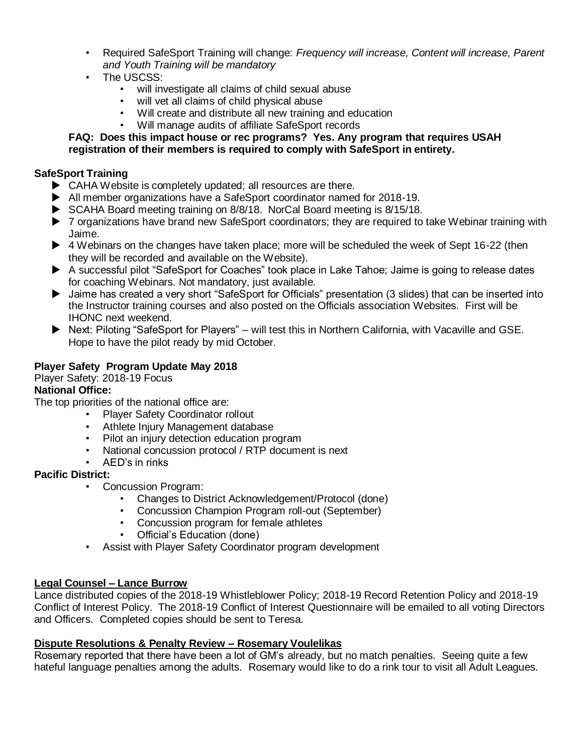- Required SafeSport Training will change: *Frequency will increase, Content will increase, Parent and Youth Training will be mandatory*
- The USCSS:
  - will investigate all claims of child sexual abuse
  - will vet all claims of child physical abuse
  - Will create and distribute all new training and education
  - Will manage audits of affiliate SafeSport records

**FAQ: Does this impact house or rec programs? Yes. Any program that requires USAH registration of their members is required to comply with SafeSport in entirety.**

**SafeSport Training**

- CAHA Website is completely updated; all resources are there.
- All member organizations have a SafeSport coordinator named for 2018-19.
- SCAHA Board meeting training on 8/8/18. NorCal Board meeting is 8/15/18.
- 7 organizations have brand new SafeSport coordinators; they are required to take Webinar training with Jaime.
- 4 Webinars on the changes have taken place; more will be scheduled the week of Sept 16-22 (then they will be recorded and available on the Website).
- A successful pilot "SafeSport for Coaches" took place in Lake Tahoe; Jaime is going to release dates for coaching Webinars. Not mandatory, just available.
- Jaime has created a very short "SafeSport for Officials" presentation (3 slides) that can be inserted into the Instructor training courses and also posted on the Officials association Websites. First will be IHONC next weekend.
- Next: Piloting "SafeSport for Players" – will test this in Northern California, with Vacaville and GSE. Hope to have the pilot ready by mid October.

**Player Safety Program Update May 2018**

Player Safety: 2018-19 Focus

**National Office:**

The top priorities of the national office are:

- Player Safety Coordinator rollout
- Athlete Injury Management database
- Pilot an injury detection education program
- National concussion protocol / RTP document is next
- AED's in rinks

**Pacific District:**

- Concussion Program:
  - Changes to District Acknowledgement/Protocol (done)
  - Concussion Champion Program roll-out (September)
  - Concussion program for female athletes
  - Official's Education (done)
- Assist with Player Safety Coordinator program development

**Legal Counsel – Lance Burrow**

Lance distributed copies of the 2018-19 Whistleblower Policy; 2018-19 Record Retention Policy and 2018-19 Conflict of Interest Policy. The 2018-19 Conflict of Interest Questionnaire will be emailed to all voting Directors and Officers. Completed copies should be sent to Teresa.

**Dispute Resolutions & Penalty Review – Rosemary Voulelikas**

Rosemary reported that there have been a lot of GM's already, but no match penalties. Seeing quite a few hateful language penalties among the adults. Rosemary would like to do a rink tour to visit all Adult Leagues.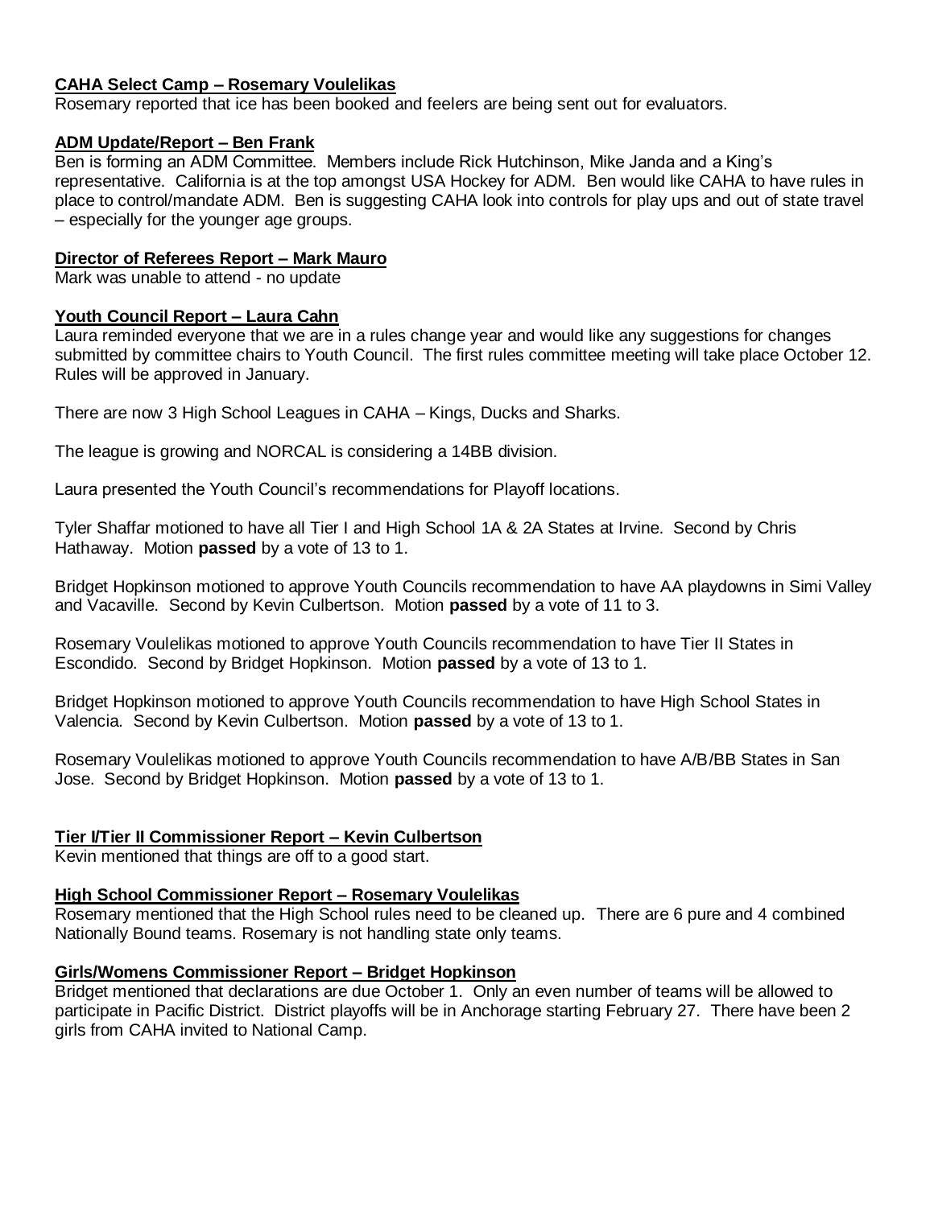**CAHA Select Camp – Rosemary Voulelikas**
Rosemary reported that ice has been booked and feelers are being sent out for evaluators.

**ADM Update/Report – Ben Frank**
Ben is forming an ADM Committee. Members include Rick Hutchinson, Mike Janda and a King's representative. California is at the top amongst USA Hockey for ADM. Ben would like CAHA to have rules in place to control/mandate ADM. Ben is suggesting CAHA look into controls for play ups and out of state travel – especially for the younger age groups.

**Director of Referees Report – Mark Mauro**
Mark was unable to attend - no update

**Youth Council Report – Laura Cahn**
Laura reminded everyone that we are in a rules change year and would like any suggestions for changes submitted by committee chairs to Youth Council. The first rules committee meeting will take place October 12. Rules will be approved in January.

There are now 3 High School Leagues in CAHA – Kings, Ducks and Sharks.

The league is growing and NORCAL is considering a 14BB division.

Laura presented the Youth Council's recommendations for Playoff locations.

Tyler Shaffar motioned to have all Tier I and High School 1A & 2A States at Irvine. Second by Chris Hathaway. Motion **passed** by a vote of 13 to 1.

Bridget Hopkinson motioned to approve Youth Councils recommendation to have AA playdowns in Simi Valley and Vacaville. Second by Kevin Culbertson. Motion **passed** by a vote of 11 to 3.

Rosemary Voulelikas motioned to approve Youth Councils recommendation to have Tier II States in Escondido. Second by Bridget Hopkinson. Motion **passed** by a vote of 13 to 1.

Bridget Hopkinson motioned to approve Youth Councils recommendation to have High School States in Valencia. Second by Kevin Culbertson. Motion **passed** by a vote of 13 to 1.

Rosemary Voulelikas motioned to approve Youth Councils recommendation to have A/B/BB States in San Jose. Second by Bridget Hopkinson. Motion **passed** by a vote of 13 to 1.

**Tier I/Tier II Commissioner Report – Kevin Culbertson**
Kevin mentioned that things are off to a good start.

**High School Commissioner Report – Rosemary Voulelikas**
Rosemary mentioned that the High School rules need to be cleaned up. There are 6 pure and 4 combined Nationally Bound teams. Rosemary is not handling state only teams.

**Girls/Womens Commissioner Report – Bridget Hopkinson**
Bridget mentioned that declarations are due October 1. Only an even number of teams will be allowed to participate in Pacific District. District playoffs will be in Anchorage starting February 27. There have been 2 girls from CAHA invited to National Camp.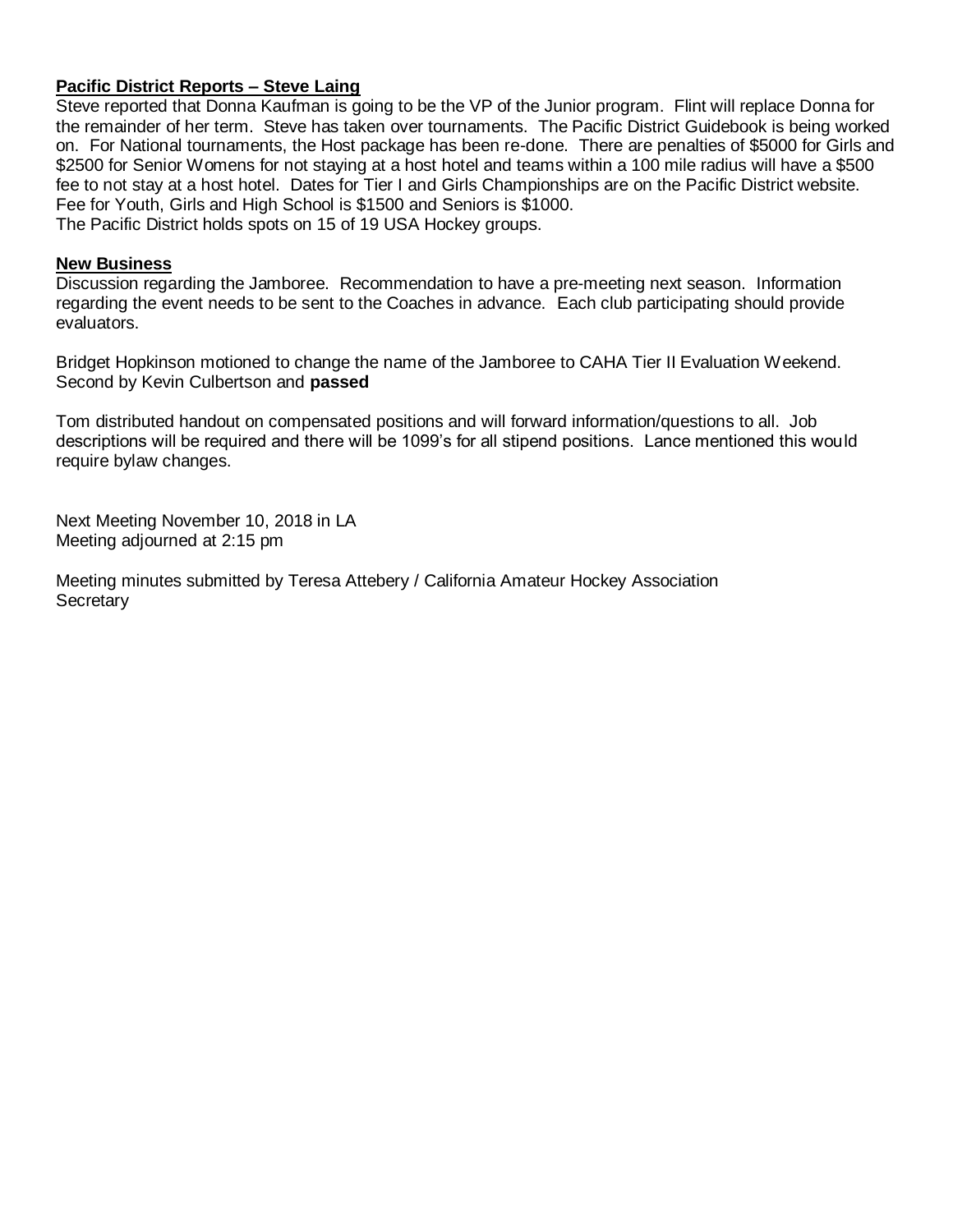**Pacific District Reports – Steve Laing**

Steve reported that Donna Kaufman is going to be the VP of the Junior program. Flint will replace Donna for the remainder of her term. Steve has taken over tournaments. The Pacific District Guidebook is being worked on. For National tournaments, the Host package has been re-done. There are penalties of $5000 for Girls and $2500 for Senior Womens for not staying at a host hotel and teams within a 100 mile radius will have a $500 fee to not stay at a host hotel. Dates for Tier I and Girls Championships are on the Pacific District website. Fee for Youth, Girls and High School is $1500 and Seniors is $1000.
The Pacific District holds spots on 15 of 19 USA Hockey groups.

**New Business**

Discussion regarding the Jamboree. Recommendation to have a pre-meeting next season. Information regarding the event needs to be sent to the Coaches in advance. Each club participating should provide evaluators.

Bridget Hopkinson motioned to change the name of the Jamboree to CAHA Tier II Evaluation Weekend. Second by Kevin Culbertson and **passed**

Tom distributed handout on compensated positions and will forward information/questions to all. Job descriptions will be required and there will be 1099's for all stipend positions. Lance mentioned this would require bylaw changes.

Next Meeting November 10, 2018 in LA
Meeting adjourned at 2:15 pm

Meeting minutes submitted by Teresa Attebery / California Amateur Hockey Association
Secretary